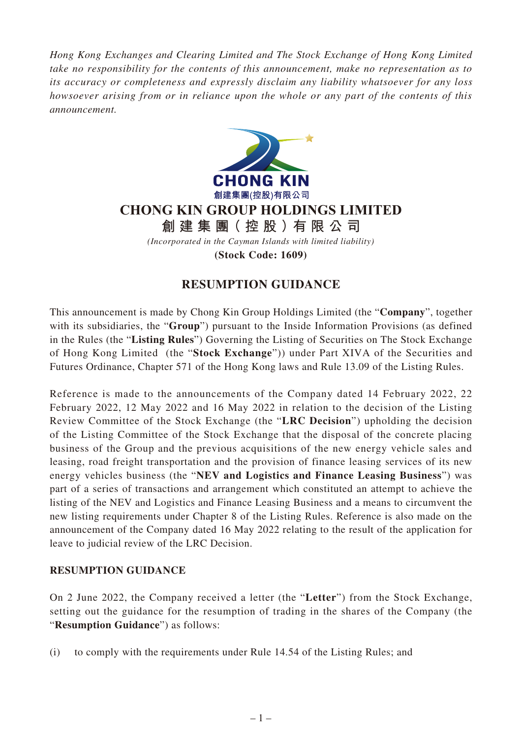*Hong Kong Exchanges and Clearing Limited and The Stock Exchange of Hong Kong Limited take no responsibility for the contents of this announcement, make no representation as to its accuracy or completeness and expressly disclaim any liability whatsoever for any loss howsoever arising from or in reliance upon the whole or any part of the contents of this announcement.*

CHONG KIN
創建集團(控股)有限公司

# CHONG KIN GROUP HOLDINGS LIMITED
# 創建集團（控股）有限公司

*(Incorporated in the Cayman Islands with limited liability)*

**(Stock Code: 1609)**

## RESUMPTION GUIDANCE

This announcement is made by Chong Kin Group Holdings Limited (the "**Company**", together with its subsidiaries, the "**Group**") pursuant to the Inside Information Provisions (as defined in the Rules (the "**Listing Rules**") Governing the Listing of Securities on The Stock Exchange of Hong Kong Limited (the "**Stock Exchange**")) under Part XIVA of the Securities and Futures Ordinance, Chapter 571 of the Hong Kong laws and Rule 13.09 of the Listing Rules.

Reference is made to the announcements of the Company dated 14 February 2022, 22 February 2022, 12 May 2022 and 16 May 2022 in relation to the decision of the Listing Review Committee of the Stock Exchange (the "**LRC Decision**") upholding the decision of the Listing Committee of the Stock Exchange that the disposal of the concrete placing business of the Group and the previous acquisitions of the new energy vehicle sales and leasing, road freight transportation and the provision of finance leasing services of its new energy vehicles business (the "**NEV and Logistics and Finance Leasing Business**") was part of a series of transactions and arrangement which constituted an attempt to achieve the listing of the NEV and Logistics and Finance Leasing Business and a means to circumvent the new listing requirements under Chapter 8 of the Listing Rules. Reference is also made on the announcement of the Company dated 16 May 2022 relating to the result of the application for leave to judicial review of the LRC Decision.

### RESUMPTION GUIDANCE

On 2 June 2022, the Company received a letter (the "**Letter**") from the Stock Exchange, setting out the guidance for the resumption of trading in the shares of the Company (the "**Resumption Guidance**") as follows:

(i) to comply with the requirements under Rule 14.54 of the Listing Rules; and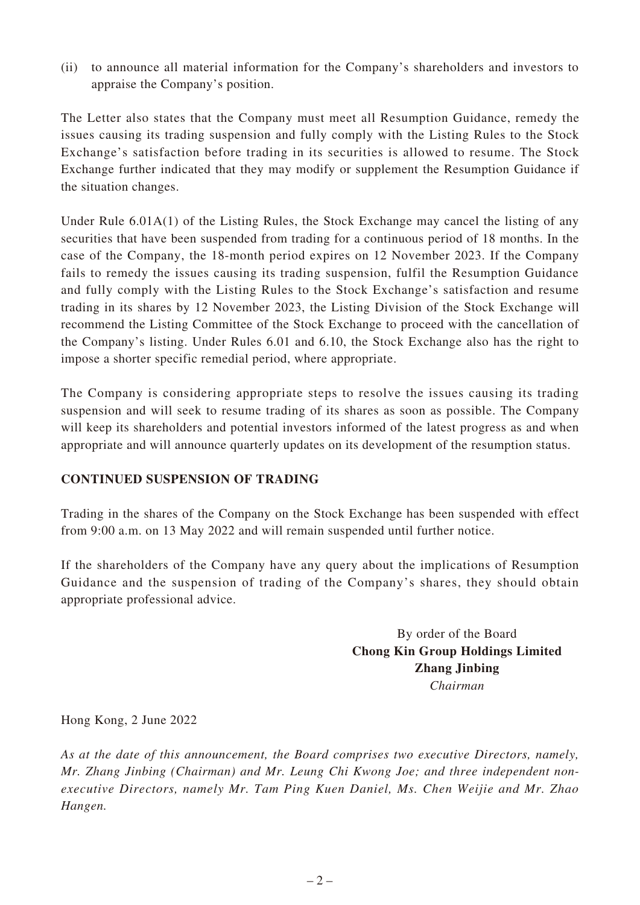(ii) to announce all material information for the Company's shareholders and investors to appraise the Company's position.

The Letter also states that the Company must meet all Resumption Guidance, remedy the issues causing its trading suspension and fully comply with the Listing Rules to the Stock Exchange's satisfaction before trading in its securities is allowed to resume. The Stock Exchange further indicated that they may modify or supplement the Resumption Guidance if the situation changes.

Under Rule 6.01A(1) of the Listing Rules, the Stock Exchange may cancel the listing of any securities that have been suspended from trading for a continuous period of 18 months. In the case of the Company, the 18-month period expires on 12 November 2023. If the Company fails to remedy the issues causing its trading suspension, fulfil the Resumption Guidance and fully comply with the Listing Rules to the Stock Exchange's satisfaction and resume trading in its shares by 12 November 2023, the Listing Division of the Stock Exchange will recommend the Listing Committee of the Stock Exchange to proceed with the cancellation of the Company's listing. Under Rules 6.01 and 6.10, the Stock Exchange also has the right to impose a shorter specific remedial period, where appropriate.

The Company is considering appropriate steps to resolve the issues causing its trading suspension and will seek to resume trading of its shares as soon as possible. The Company will keep its shareholders and potential investors informed of the latest progress as and when appropriate and will announce quarterly updates on its development of the resumption status.

## CONTINUED SUSPENSION OF TRADING

Trading in the shares of the Company on the Stock Exchange has been suspended with effect from 9:00 a.m. on 13 May 2022 and will remain suspended until further notice.

If the shareholders of the Company have any query about the implications of Resumption Guidance and the suspension of trading of the Company's shares, they should obtain appropriate professional advice.

By order of the Board
**Chong Kin Group Holdings Limited**
**Zhang Jinbing**
*Chairman*

Hong Kong, 2 June 2022

*As at the date of this announcement, the Board comprises two executive Directors, namely, Mr. Zhang Jinbing (Chairman) and Mr. Leung Chi Kwong Joe; and three independent non-executive Directors, namely Mr. Tam Ping Kuen Daniel, Ms. Chen Weijie and Mr. Zhao Hangen.*